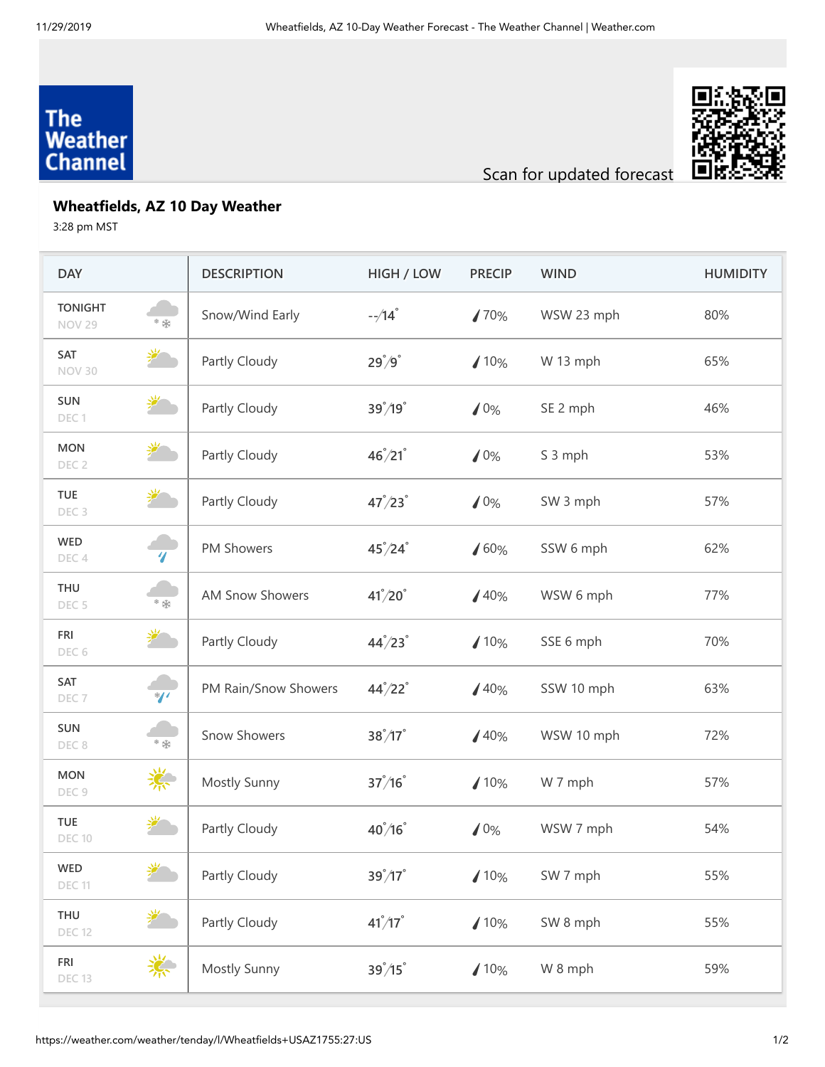The Weather Channel

Scan for updated forecast

## Wheatfields, AZ 10 Day Weather

3:28 pm MST

| DAY | DESCRIPTION | HIGH / LOW | PRECIP | WIND | HUMIDITY |
|---|---|---|---|---|---|
| TONIGHT NOV 29 | Snow/Wind Early | --/14° | 70% | WSW 23 mph | 80% |
| SAT NOV 30 | Partly Cloudy | 29°/9° | 10% | W 13 mph | 65% |
| SUN DEC 1 | Partly Cloudy | 39°/19° | 0% | SE 2 mph | 46% |
| MON DEC 2 | Partly Cloudy | 46°/21° | 0% | S 3 mph | 53% |
| TUE DEC 3 | Partly Cloudy | 47°/23° | 0% | SW 3 mph | 57% |
| WED DEC 4 | PM Showers | 45°/24° | 60% | SSW 6 mph | 62% |
| THU DEC 5 | AM Snow Showers | 41°/20° | 40% | WSW 6 mph | 77% |
| FRI DEC 6 | Partly Cloudy | 44°/23° | 10% | SSE 6 mph | 70% |
| SAT DEC 7 | PM Rain/Snow Showers | 44°/22° | 40% | SSW 10 mph | 63% |
| SUN DEC 8 | Snow Showers | 38°/17° | 40% | WSW 10 mph | 72% |
| MON DEC 9 | Mostly Sunny | 37°/16° | 10% | W 7 mph | 57% |
| TUE DEC 10 | Partly Cloudy | 40°/16° | 0% | WSW 7 mph | 54% |
| WED DEC 11 | Partly Cloudy | 39°/17° | 10% | SW 7 mph | 55% |
| THU DEC 12 | Partly Cloudy | 41°/17° | 10% | SW 8 mph | 55% |
| FRI DEC 13 | Mostly Sunny | 39°/15° | 10% | W 8 mph | 59% |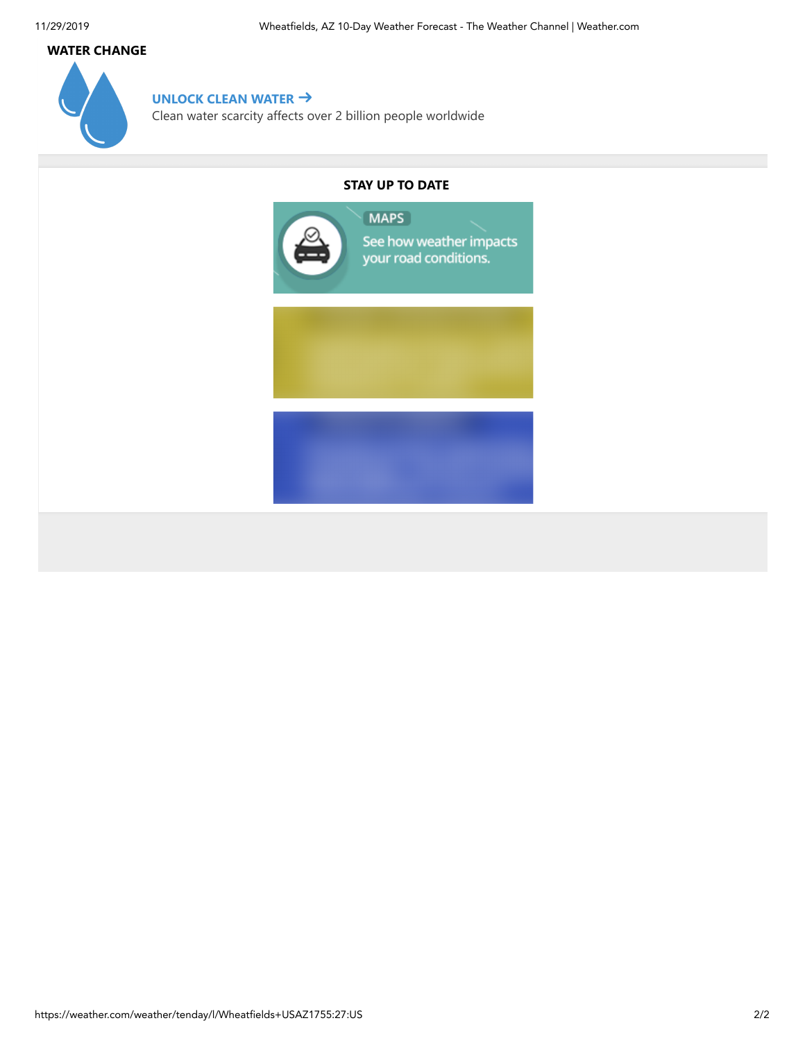## WATER CHANGE

**UNLOCK CLEAN WATER →**

Clean water scarcity affects over 2 billion people worldwide

## STAY UP TO DATE

MAPS

See how weather impacts your road conditions.